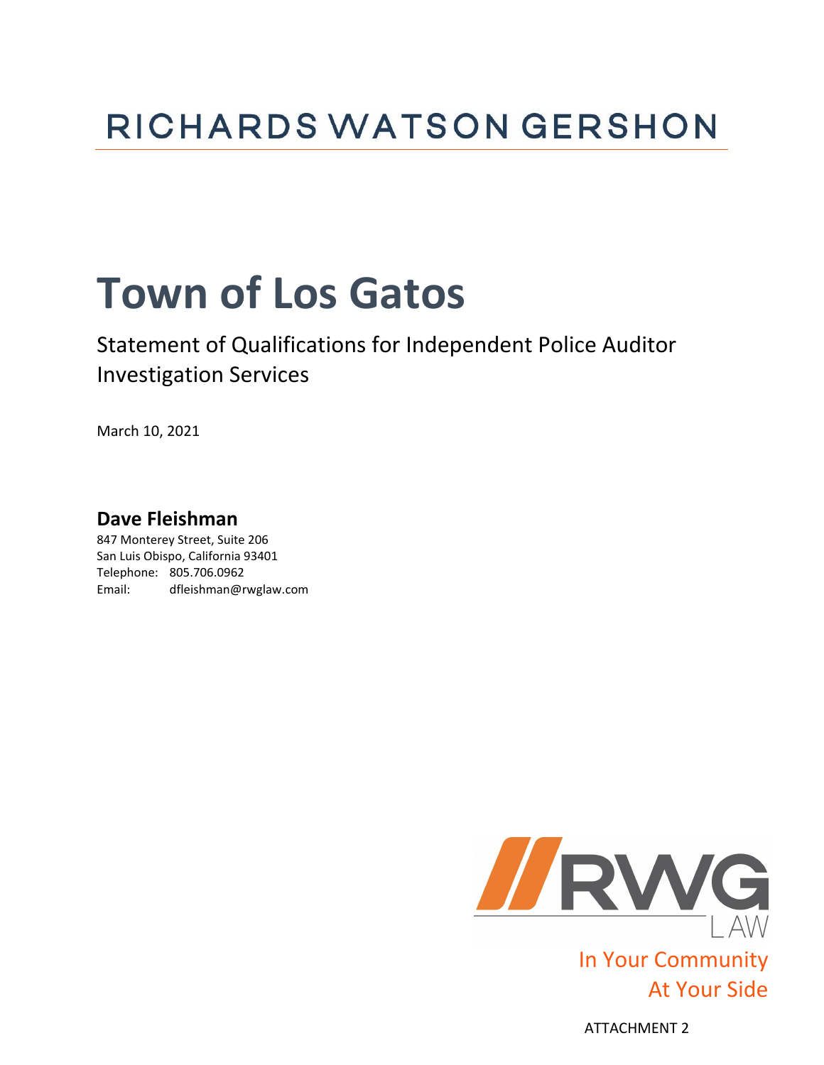# RICHARDS WATSON GERSHON

# Town of Los Gatos

## Statement of Qualifications for Independent Police Auditor Investigation Services

March 10, 2021

**Dave Fleishman**

847 Monterey Street, Suite 206
San Luis Obispo, California 93401
Telephone: 805.706.0962
Email: dfleishman@rwglaw.com

RWG LAW

In Your Community
At Your Side

ATTACHMENT 2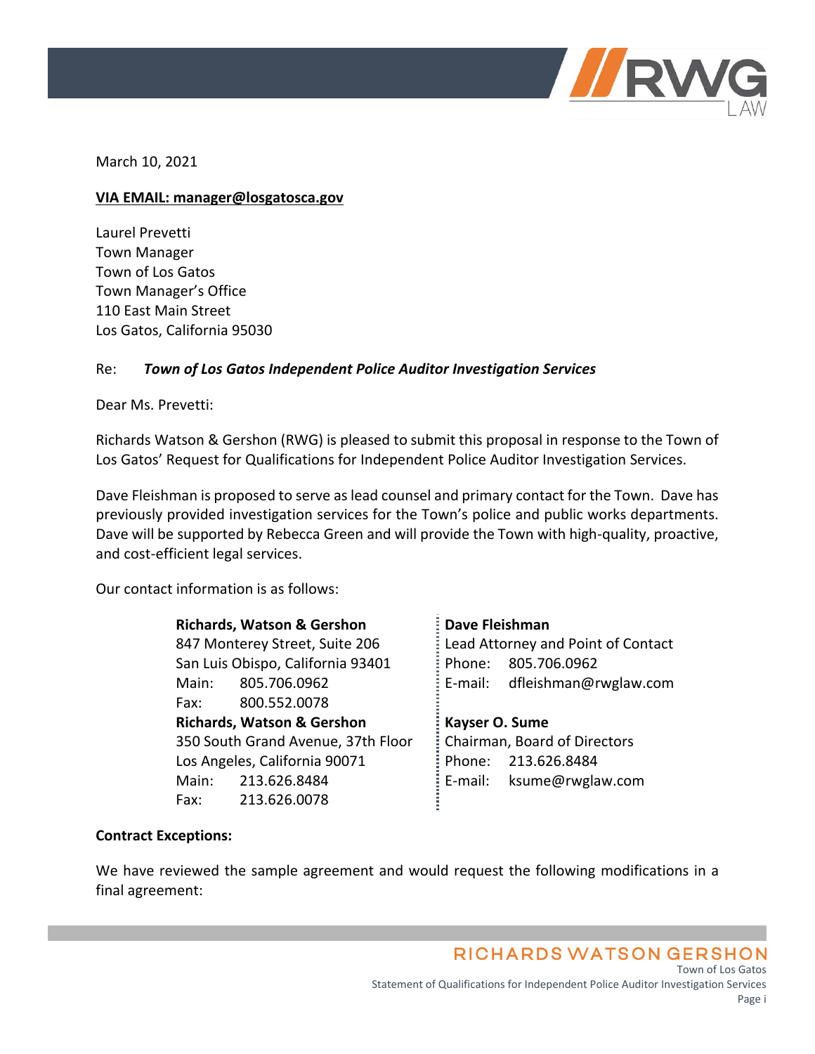March 10, 2021

**VIA EMAIL: manager@losgatosca.gov**

Laurel Prevetti
Town Manager
Town of Los Gatos
Town Manager's Office
110 East Main Street
Los Gatos, California 95030

Re: ***Town of Los Gatos Independent Police Auditor Investigation Services***

Dear Ms. Prevetti:

Richards Watson & Gershon (RWG) is pleased to submit this proposal in response to the Town of Los Gatos' Request for Qualifications for Independent Police Auditor Investigation Services.

Dave Fleishman is proposed to serve as lead counsel and primary contact for the Town. Dave has previously provided investigation services for the Town's police and public works departments. Dave will be supported by Rebecca Green and will provide the Town with high-quality, proactive, and cost-efficient legal services.

Our contact information is as follows:

**Richards, Watson & Gershon**
847 Monterey Street, Suite 206
San Luis Obispo, California 93401
Main: 805.706.0962
Fax: 800.552.0078

**Richards, Watson & Gershon**
350 South Grand Avenue, 37th Floor
Los Angeles, California 90071
Main: 213.626.8484
Fax: 213.626.0078

**Dave Fleishman**
Lead Attorney and Point of Contact
Phone: 805.706.0962
E-mail: dfleishman@rwglaw.com

**Kayser O. Sume**
Chairman, Board of Directors
Phone: 213.626.8484
E-mail: ksume@rwglaw.com

**Contract Exceptions:**

We have reviewed the sample agreement and would request the following modifications in a final agreement: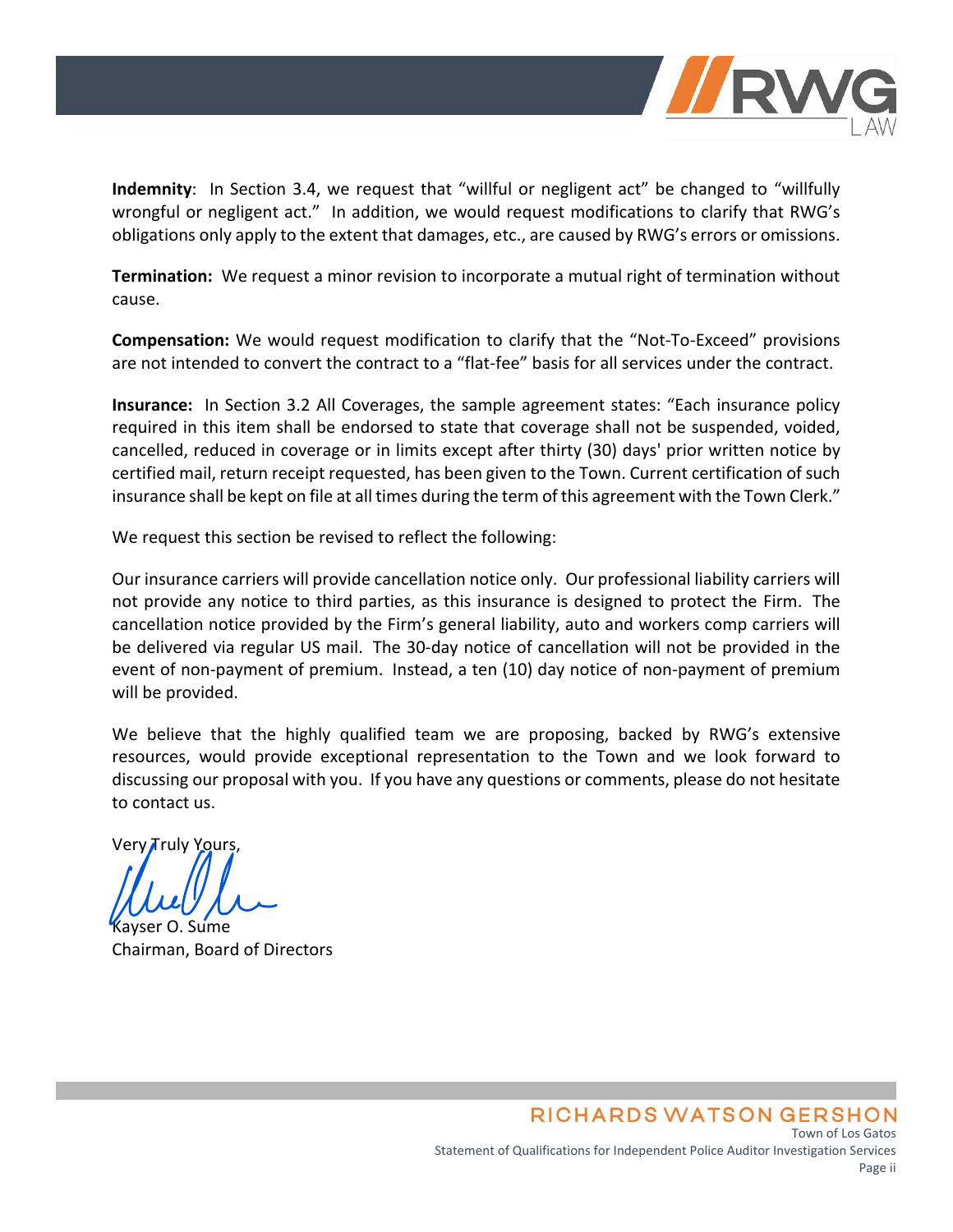**Indemnity**: In Section 3.4, we request that "willful or negligent act" be changed to "willfully wrongful or negligent act." In addition, we would request modifications to clarify that RWG's obligations only apply to the extent that damages, etc., are caused by RWG's errors or omissions.

**Termination:** We request a minor revision to incorporate a mutual right of termination without cause.

**Compensation:** We would request modification to clarify that the "Not-To-Exceed" provisions are not intended to convert the contract to a "flat-fee" basis for all services under the contract.

**Insurance:** In Section 3.2 All Coverages, the sample agreement states: "Each insurance policy required in this item shall be endorsed to state that coverage shall not be suspended, voided, cancelled, reduced in coverage or in limits except after thirty (30) days' prior written notice by certified mail, return receipt requested, has been given to the Town. Current certification of such insurance shall be kept on file at all times during the term of this agreement with the Town Clerk."

We request this section be revised to reflect the following:

Our insurance carriers will provide cancellation notice only. Our professional liability carriers will not provide any notice to third parties, as this insurance is designed to protect the Firm. The cancellation notice provided by the Firm's general liability, auto and workers comp carriers will be delivered via regular US mail. The 30-day notice of cancellation will not be provided in the event of non-payment of premium. Instead, a ten (10) day notice of non-payment of premium will be provided.

We believe that the highly qualified team we are proposing, backed by RWG's extensive resources, would provide exceptional representation to the Town and we look forward to discussing our proposal with you. If you have any questions or comments, please do not hesitate to contact us.

Very Truly Yours,

Kayser O. Sume
Chairman, Board of Directors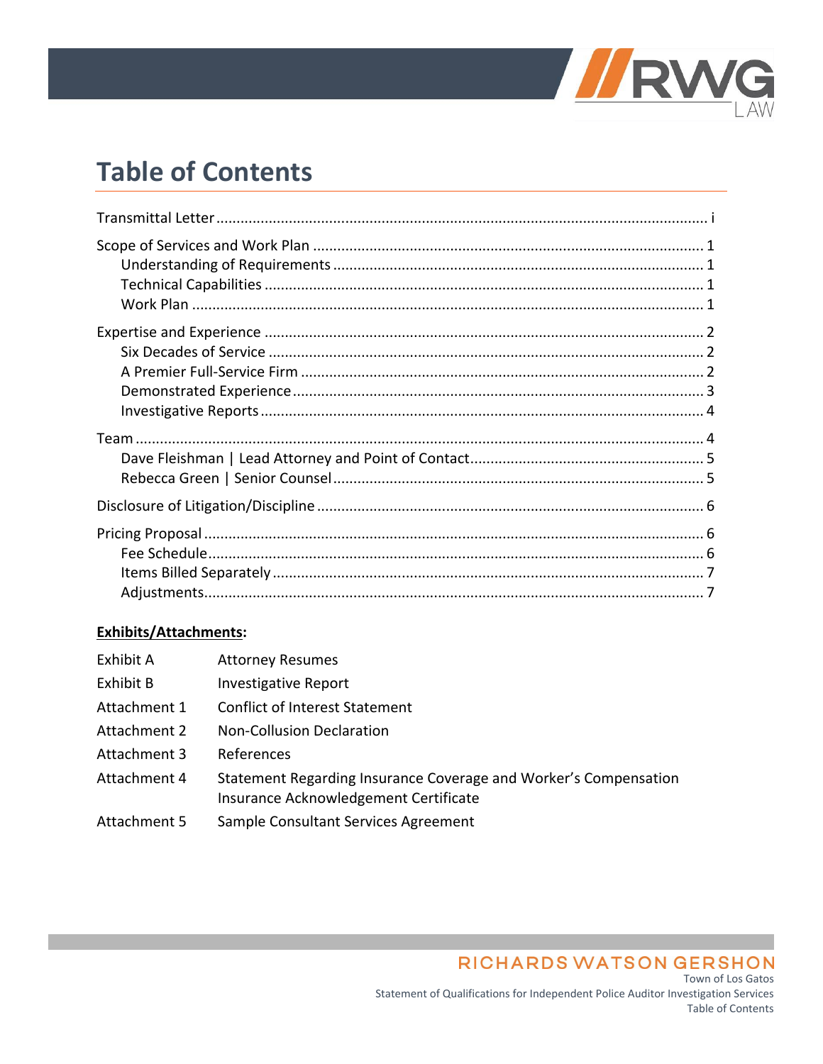# Table of Contents

| | |
|---|---|
| Transmittal Letter | i |
| Scope of Services and Work Plan | 1 |
| Understanding of Requirements | 1 |
| Technical Capabilities | 1 |
| Work Plan | 1 |
| Expertise and Experience | 2 |
| Six Decades of Service | 2 |
| A Premier Full-Service Firm | 2 |
| Demonstrated Experience | 3 |
| Investigative Reports | 4 |
| Team | 4 |
| Dave Fleishman \| Lead Attorney and Point of Contact | 5 |
| Rebecca Green \| Senior Counsel | 5 |
| Disclosure of Litigation/Discipline | 6 |
| Pricing Proposal | 6 |
| Fee Schedule | 6 |
| Items Billed Separately | 7 |
| Adjustments | 7 |

**Exhibits/Attachments:**

| | |
|---|---|
| Exhibit A | Attorney Resumes |
| Exhibit B | Investigative Report |
| Attachment 1 | Conflict of Interest Statement |
| Attachment 2 | Non-Collusion Declaration |
| Attachment 3 | References |
| Attachment 4 | Statement Regarding Insurance Coverage and Worker's Compensation Insurance Acknowledgement Certificate |
| Attachment 5 | Sample Consultant Services Agreement |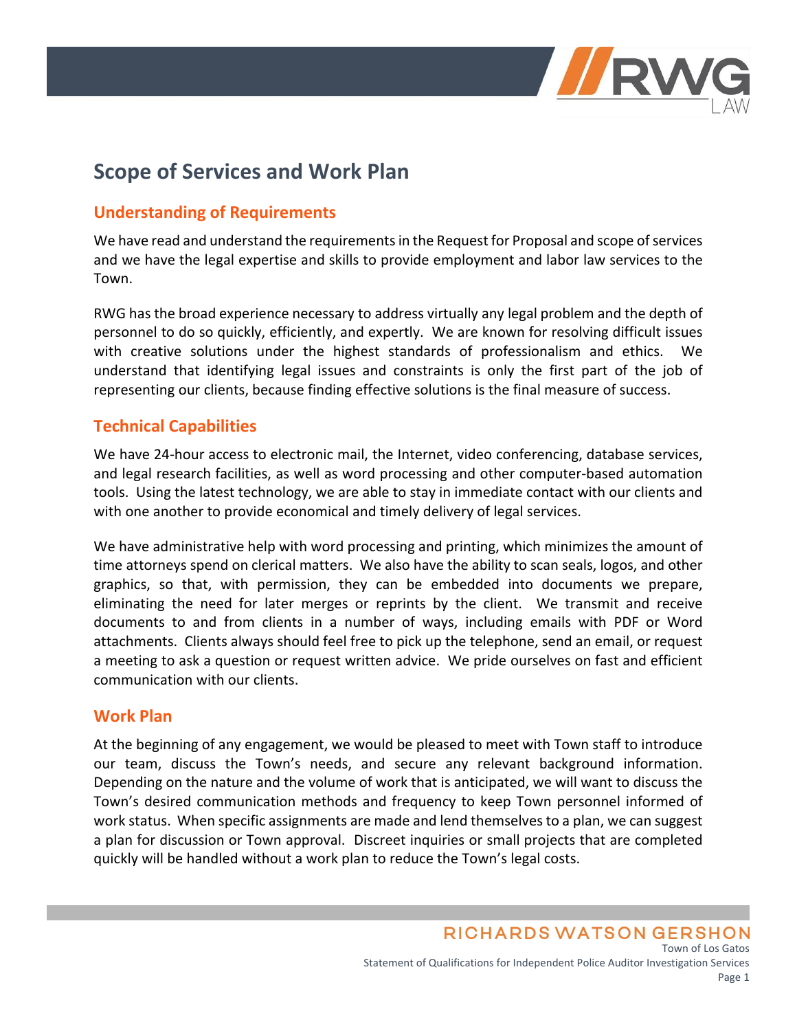# Scope of Services and Work Plan

## Understanding of Requirements

We have read and understand the requirements in the Request for Proposal and scope of services and we have the legal expertise and skills to provide employment and labor law services to the Town.

RWG has the broad experience necessary to address virtually any legal problem and the depth of personnel to do so quickly, efficiently, and expertly. We are known for resolving difficult issues with creative solutions under the highest standards of professionalism and ethics. We understand that identifying legal issues and constraints is only the first part of the job of representing our clients, because finding effective solutions is the final measure of success.

## Technical Capabilities

We have 24-hour access to electronic mail, the Internet, video conferencing, database services, and legal research facilities, as well as word processing and other computer-based automation tools. Using the latest technology, we are able to stay in immediate contact with our clients and with one another to provide economical and timely delivery of legal services.

We have administrative help with word processing and printing, which minimizes the amount of time attorneys spend on clerical matters. We also have the ability to scan seals, logos, and other graphics, so that, with permission, they can be embedded into documents we prepare, eliminating the need for later merges or reprints by the client. We transmit and receive documents to and from clients in a number of ways, including emails with PDF or Word attachments. Clients always should feel free to pick up the telephone, send an email, or request a meeting to ask a question or request written advice. We pride ourselves on fast and efficient communication with our clients.

## Work Plan

At the beginning of any engagement, we would be pleased to meet with Town staff to introduce our team, discuss the Town's needs, and secure any relevant background information. Depending on the nature and the volume of work that is anticipated, we will want to discuss the Town's desired communication methods and frequency to keep Town personnel informed of work status. When specific assignments are made and lend themselves to a plan, we can suggest a plan for discussion or Town approval. Discreet inquiries or small projects that are completed quickly will be handled without a work plan to reduce the Town's legal costs.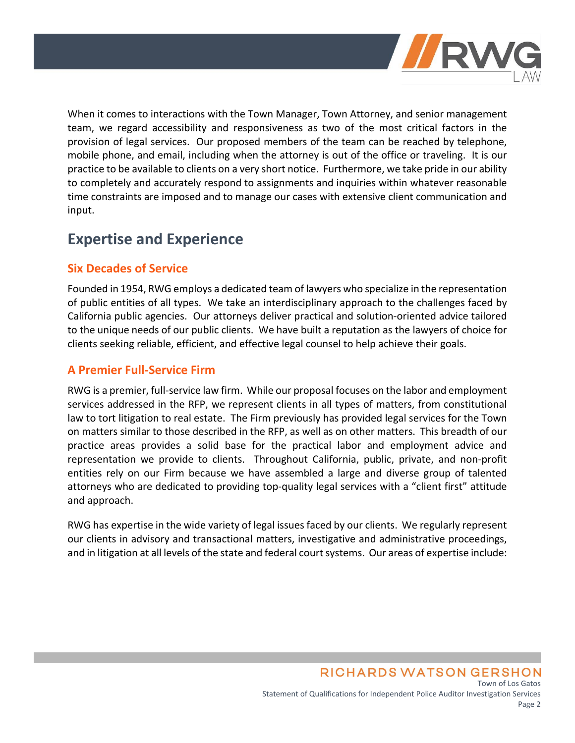When it comes to interactions with the Town Manager, Town Attorney, and senior management team, we regard accessibility and responsiveness as two of the most critical factors in the provision of legal services. Our proposed members of the team can be reached by telephone, mobile phone, and email, including when the attorney is out of the office or traveling. It is our practice to be available to clients on a very short notice. Furthermore, we take pride in our ability to completely and accurately respond to assignments and inquiries within whatever reasonable time constraints are imposed and to manage our cases with extensive client communication and input.

## Expertise and Experience

### Six Decades of Service

Founded in 1954, RWG employs a dedicated team of lawyers who specialize in the representation of public entities of all types. We take an interdisciplinary approach to the challenges faced by California public agencies. Our attorneys deliver practical and solution-oriented advice tailored to the unique needs of our public clients. We have built a reputation as the lawyers of choice for clients seeking reliable, efficient, and effective legal counsel to help achieve their goals.

### A Premier Full-Service Firm

RWG is a premier, full-service law firm. While our proposal focuses on the labor and employment services addressed in the RFP, we represent clients in all types of matters, from constitutional law to tort litigation to real estate. The Firm previously has provided legal services for the Town on matters similar to those described in the RFP, as well as on other matters. This breadth of our practice areas provides a solid base for the practical labor and employment advice and representation we provide to clients. Throughout California, public, private, and non-profit entities rely on our Firm because we have assembled a large and diverse group of talented attorneys who are dedicated to providing top-quality legal services with a "client first" attitude and approach.

RWG has expertise in the wide variety of legal issues faced by our clients. We regularly represent our clients in advisory and transactional matters, investigative and administrative proceedings, and in litigation at all levels of the state and federal court systems. Our areas of expertise include: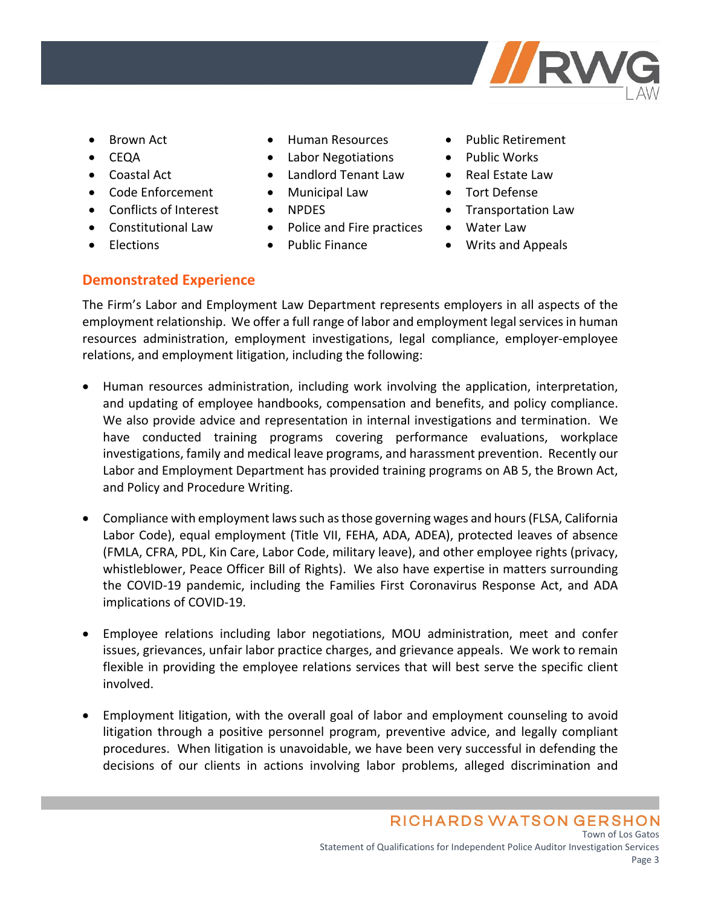- Brown Act
- CEQA
- Coastal Act
- Code Enforcement
- Conflicts of Interest
- Constitutional Law
- Elections
- Human Resources
- Labor Negotiations
- Landlord Tenant Law
- Municipal Law
- NPDES
- Police and Fire practices
- Public Finance
- Public Retirement
- Public Works
- Real Estate Law
- Tort Defense
- Transportation Law
- Water Law
- Writs and Appeals

## Demonstrated Experience

The Firm's Labor and Employment Law Department represents employers in all aspects of the employment relationship. We offer a full range of labor and employment legal services in human resources administration, employment investigations, legal compliance, employer-employee relations, and employment litigation, including the following:

- Human resources administration, including work involving the application, interpretation, and updating of employee handbooks, compensation and benefits, and policy compliance. We also provide advice and representation in internal investigations and termination. We have conducted training programs covering performance evaluations, workplace investigations, family and medical leave programs, and harassment prevention. Recently our Labor and Employment Department has provided training programs on AB 5, the Brown Act, and Policy and Procedure Writing.

- Compliance with employment laws such as those governing wages and hours (FLSA, California Labor Code), equal employment (Title VII, FEHA, ADA, ADEA), protected leaves of absence (FMLA, CFRA, PDL, Kin Care, Labor Code, military leave), and other employee rights (privacy, whistleblower, Peace Officer Bill of Rights). We also have expertise in matters surrounding the COVID-19 pandemic, including the Families First Coronavirus Response Act, and ADA implications of COVID-19.

- Employee relations including labor negotiations, MOU administration, meet and confer issues, grievances, unfair labor practice charges, and grievance appeals. We work to remain flexible in providing the employee relations services that will best serve the specific client involved.

- Employment litigation, with the overall goal of labor and employment counseling to avoid litigation through a positive personnel program, preventive advice, and legally compliant procedures. When litigation is unavoidable, we have been very successful in defending the decisions of our clients in actions involving labor problems, alleged discrimination and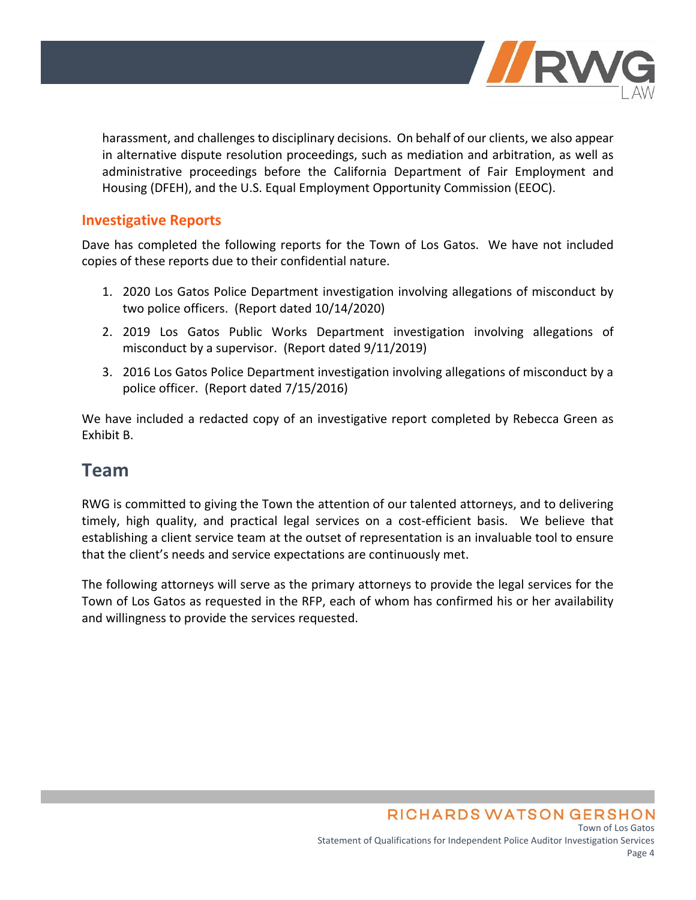harassment, and challenges to disciplinary decisions. On behalf of our clients, we also appear in alternative dispute resolution proceedings, such as mediation and arbitration, as well as administrative proceedings before the California Department of Fair Employment and Housing (DFEH), and the U.S. Equal Employment Opportunity Commission (EEOC).

### Investigative Reports

Dave has completed the following reports for the Town of Los Gatos. We have not included copies of these reports due to their confidential nature.

1. 2020 Los Gatos Police Department investigation involving allegations of misconduct by two police officers. (Report dated 10/14/2020)
2. 2019 Los Gatos Public Works Department investigation involving allegations of misconduct by a supervisor. (Report dated 9/11/2019)
3. 2016 Los Gatos Police Department investigation involving allegations of misconduct by a police officer. (Report dated 7/15/2016)

We have included a redacted copy of an investigative report completed by Rebecca Green as Exhibit B.

## Team

RWG is committed to giving the Town the attention of our talented attorneys, and to delivering timely, high quality, and practical legal services on a cost-efficient basis. We believe that establishing a client service team at the outset of representation is an invaluable tool to ensure that the client's needs and service expectations are continuously met.

The following attorneys will serve as the primary attorneys to provide the legal services for the Town of Los Gatos as requested in the RFP, each of whom has confirmed his or her availability and willingness to provide the services requested.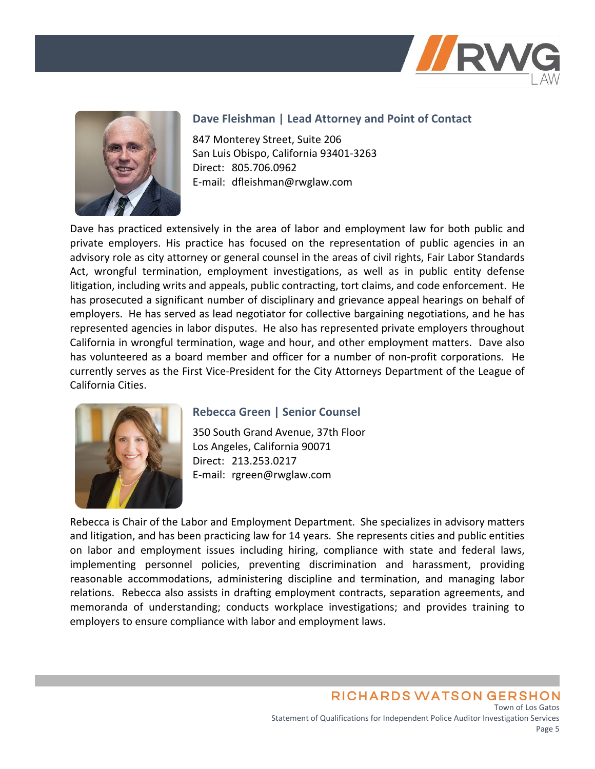### Dave Fleishman | Lead Attorney and Point of Contact

847 Monterey Street, Suite 206
San Luis Obispo, California 93401-3263
Direct: 805.706.0962
E-mail: dfleishman@rwglaw.com

Dave has practiced extensively in the area of labor and employment law for both public and private employers. His practice has focused on the representation of public agencies in an advisory role as city attorney or general counsel in the areas of civil rights, Fair Labor Standards Act, wrongful termination, employment investigations, as well as in public entity defense litigation, including writs and appeals, public contracting, tort claims, and code enforcement. He has prosecuted a significant number of disciplinary and grievance appeal hearings on behalf of employers. He has served as lead negotiator for collective bargaining negotiations, and he has represented agencies in labor disputes. He also has represented private employers throughout California in wrongful termination, wage and hour, and other employment matters. Dave also has volunteered as a board member and officer for a number of non-profit corporations. He currently serves as the First Vice-President for the City Attorneys Department of the League of California Cities.

### Rebecca Green | Senior Counsel

350 South Grand Avenue, 37th Floor
Los Angeles, California 90071
Direct: 213.253.0217
E-mail: rgreen@rwglaw.com

Rebecca is Chair of the Labor and Employment Department. She specializes in advisory matters and litigation, and has been practicing law for 14 years. She represents cities and public entities on labor and employment issues including hiring, compliance with state and federal laws, implementing personnel policies, preventing discrimination and harassment, providing reasonable accommodations, administering discipline and termination, and managing labor relations. Rebecca also assists in drafting employment contracts, separation agreements, and memoranda of understanding; conducts workplace investigations; and provides training to employers to ensure compliance with labor and employment laws.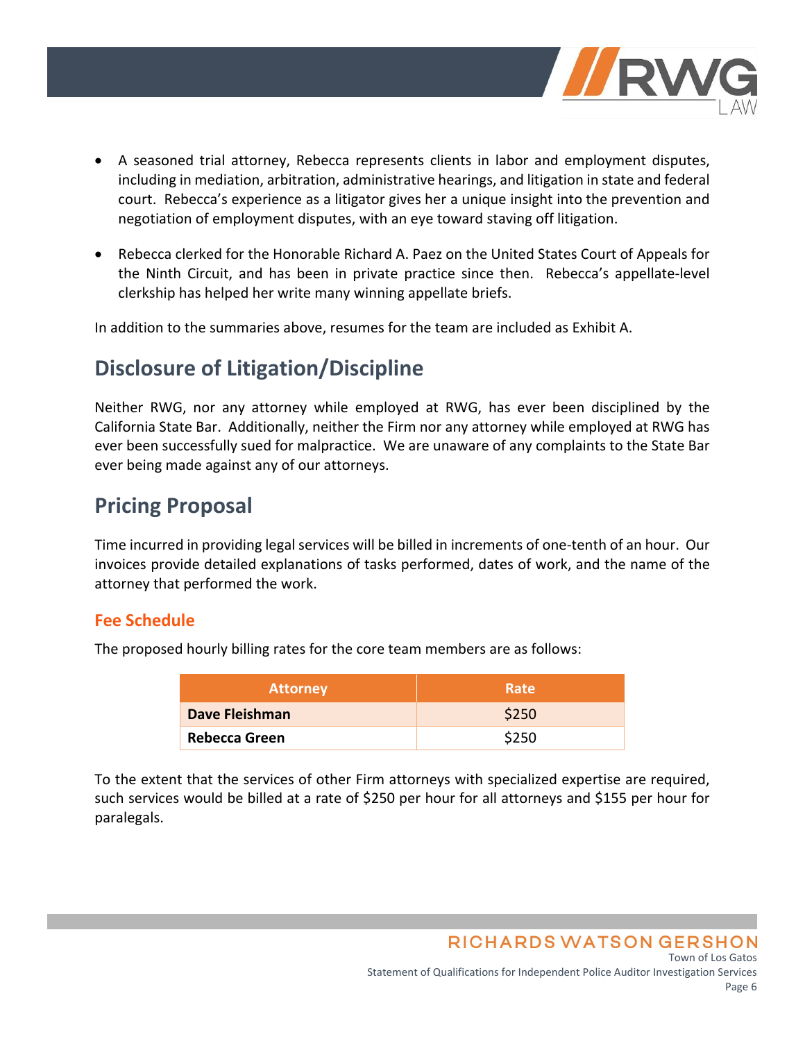- A seasoned trial attorney, Rebecca represents clients in labor and employment disputes, including in mediation, arbitration, administrative hearings, and litigation in state and federal court. Rebecca's experience as a litigator gives her a unique insight into the prevention and negotiation of employment disputes, with an eye toward staving off litigation.

- Rebecca clerked for the Honorable Richard A. Paez on the United States Court of Appeals for the Ninth Circuit, and has been in private practice since then. Rebecca's appellate-level clerkship has helped her write many winning appellate briefs.

In addition to the summaries above, resumes for the team are included as Exhibit A.

## Disclosure of Litigation/Discipline

Neither RWG, nor any attorney while employed at RWG, has ever been disciplined by the California State Bar. Additionally, neither the Firm nor any attorney while employed at RWG has ever been successfully sued for malpractice. We are unaware of any complaints to the State Bar ever being made against any of our attorneys.

## Pricing Proposal

Time incurred in providing legal services will be billed in increments of one-tenth of an hour. Our invoices provide detailed explanations of tasks performed, dates of work, and the name of the attorney that performed the work.

### Fee Schedule

The proposed hourly billing rates for the core team members are as follows:

| Attorney | Rate |
|---|---|
| **Dave Fleishman** | $250 |
| **Rebecca Green** | $250 |

To the extent that the services of other Firm attorneys with specialized expertise are required, such services would be billed at a rate of $250 per hour for all attorneys and $155 per hour for paralegals.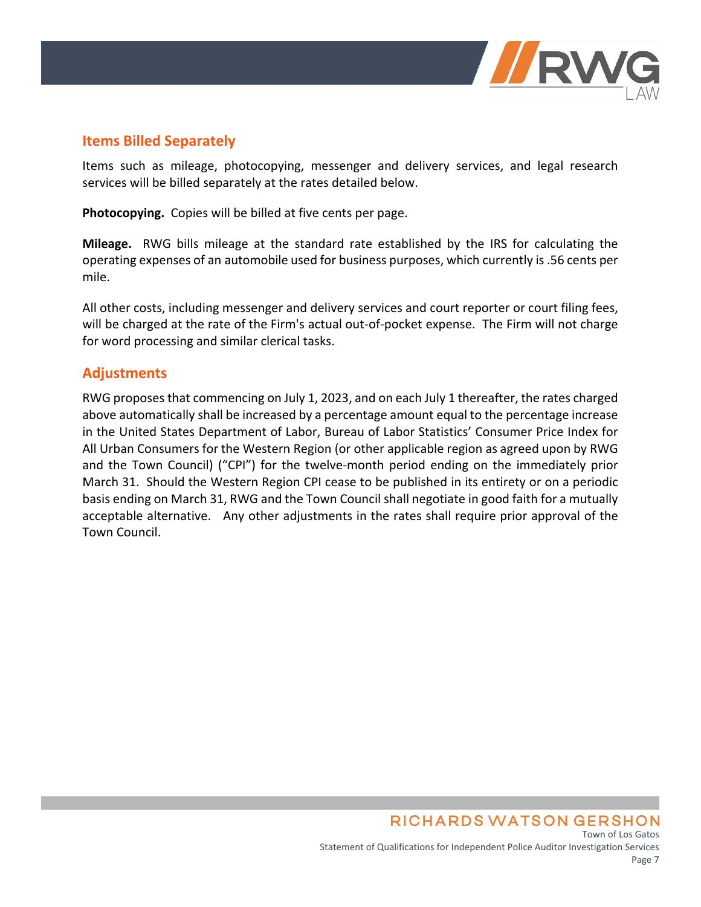## Items Billed Separately

Items such as mileage, photocopying, messenger and delivery services, and legal research services will be billed separately at the rates detailed below.

**Photocopying.** Copies will be billed at five cents per page.

**Mileage.** RWG bills mileage at the standard rate established by the IRS for calculating the operating expenses of an automobile used for business purposes, which currently is .56 cents per mile.

All other costs, including messenger and delivery services and court reporter or court filing fees, will be charged at the rate of the Firm's actual out-of-pocket expense. The Firm will not charge for word processing and similar clerical tasks.

## Adjustments

RWG proposes that commencing on July 1, 2023, and on each July 1 thereafter, the rates charged above automatically shall be increased by a percentage amount equal to the percentage increase in the United States Department of Labor, Bureau of Labor Statistics' Consumer Price Index for All Urban Consumers for the Western Region (or other applicable region as agreed upon by RWG and the Town Council) ("CPI") for the twelve-month period ending on the immediately prior March 31. Should the Western Region CPI cease to be published in its entirety or on a periodic basis ending on March 31, RWG and the Town Council shall negotiate in good faith for a mutually acceptable alternative. Any other adjustments in the rates shall require prior approval of the Town Council.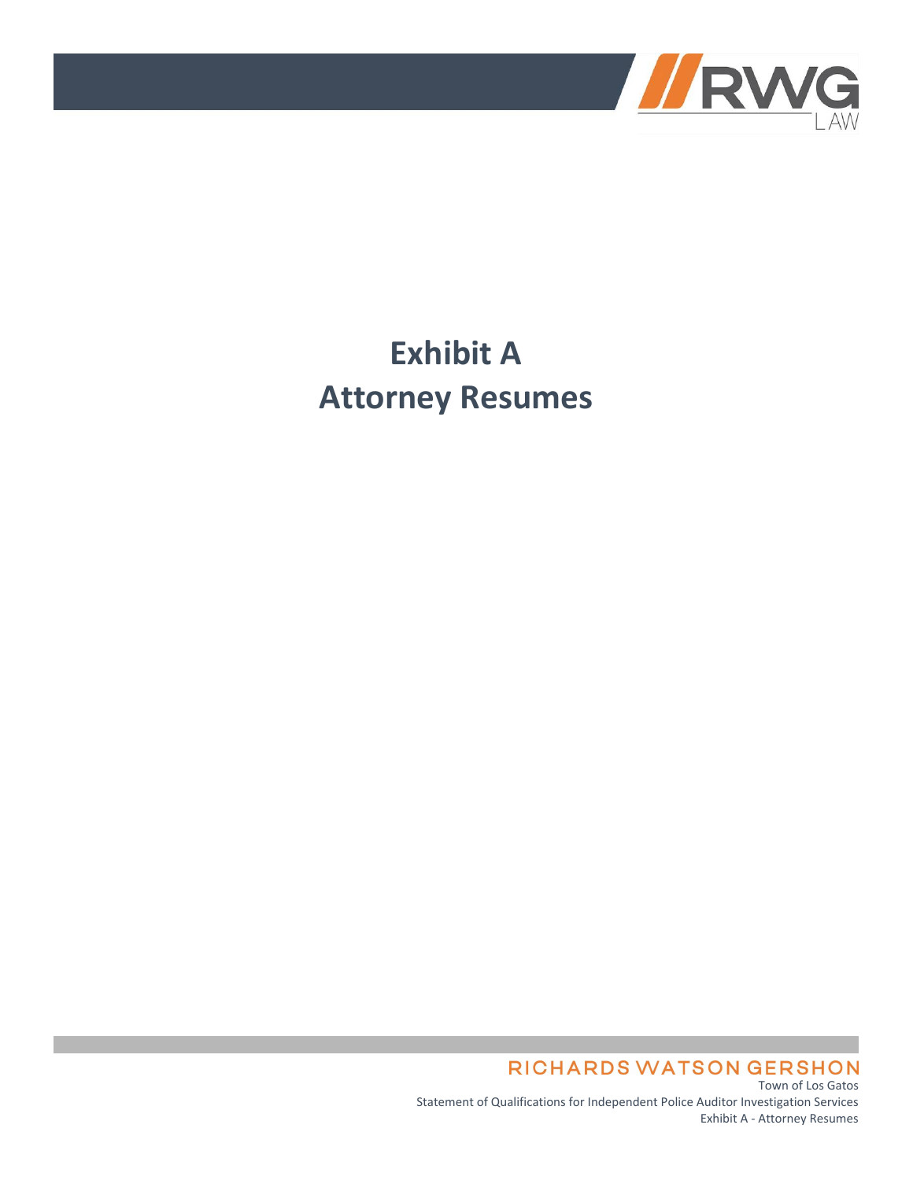# Exhibit A
# Attorney Resumes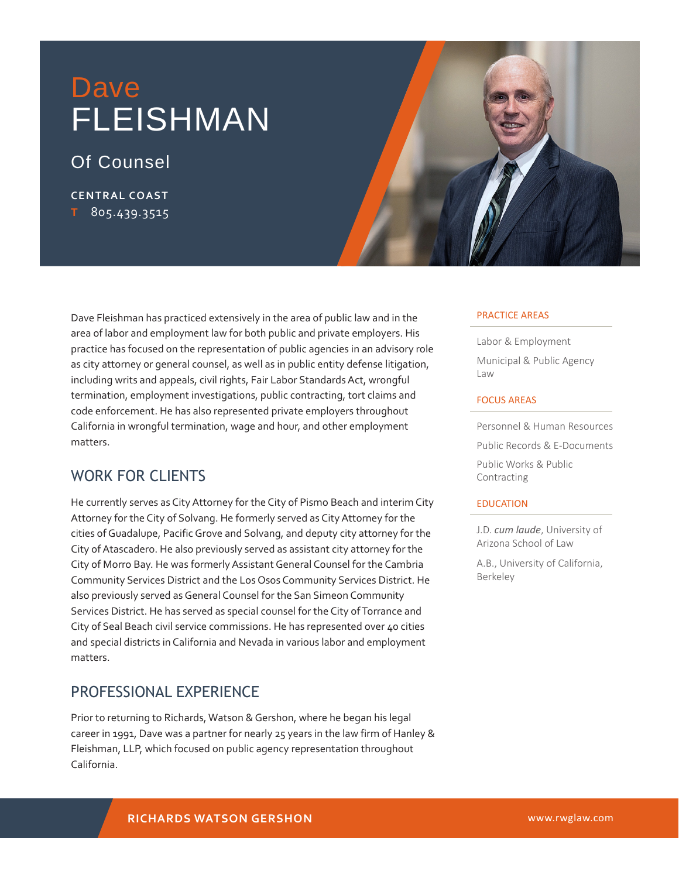# Dave FLEISHMAN

## Of Counsel

**CENTRAL COAST**
T 805.439.3515

Dave Fleishman has practiced extensively in the area of public law and in the area of labor and employment law for both public and private employers. His practice has focused on the representation of public agencies in an advisory role as city attorney or general counsel, as well as in public entity defense litigation, including writs and appeals, civil rights, Fair Labor Standards Act, wrongful termination, employment investigations, public contracting, tort claims and code enforcement. He has also represented private employers throughout California in wrongful termination, wage and hour, and other employment matters.

## WORK FOR CLIENTS

He currently serves as City Attorney for the City of Pismo Beach and interim City Attorney for the City of Solvang. He formerly served as City Attorney for the cities of Guadalupe, Pacific Grove and Solvang, and deputy city attorney for the City of Atascadero. He also previously served as assistant city attorney for the City of Morro Bay. He was formerly Assistant General Counsel for the Cambria Community Services District and the Los Osos Community Services District. He also previously served as General Counsel for the San Simeon Community Services District. He has served as special counsel for the City of Torrance and City of Seal Beach civil service commissions. He has represented over 40 cities and special districts in California and Nevada in various labor and employment matters.

## PROFESSIONAL EXPERIENCE

Prior to returning to Richards, Watson & Gershon, where he began his legal career in 1991, Dave was a partner for nearly 25 years in the law firm of Hanley & Fleishman, LLP, which focused on public agency representation throughout California.

### PRACTICE AREAS

- Labor & Employment
- Municipal & Public Agency Law

### FOCUS AREAS

- Personnel & Human Resources
- Public Records & E-Documents
- Public Works & Public Contracting

### EDUCATION

- J.D. *cum laude*, University of Arizona School of Law
- A.B., University of California, Berkeley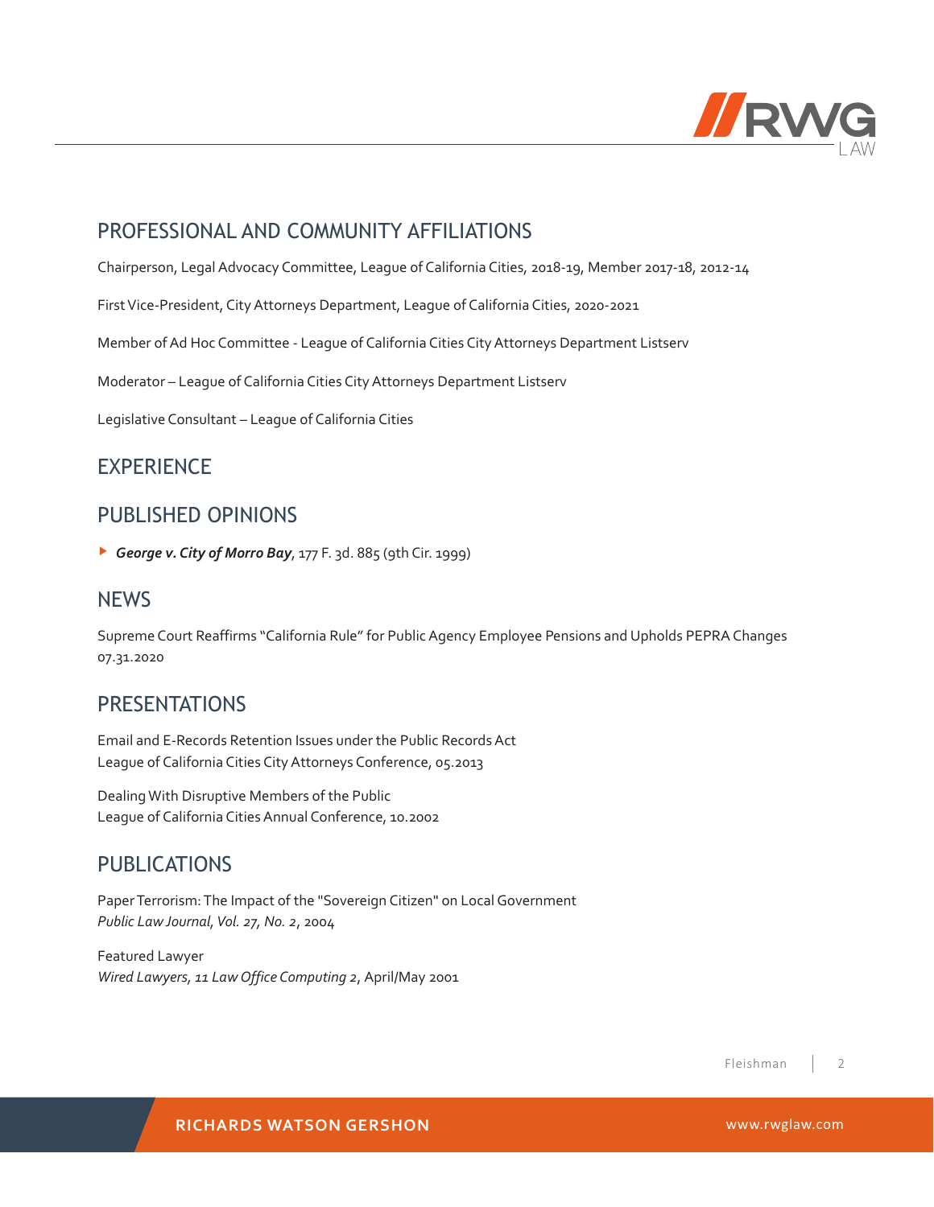## PROFESSIONAL AND COMMUNITY AFFILIATIONS

Chairperson, Legal Advocacy Committee, League of California Cities, 2018-19, Member 2017-18, 2012-14

First Vice-President, City Attorneys Department, League of California Cities, 2020-2021

Member of Ad Hoc Committee - League of California Cities City Attorneys Department Listserv

Moderator – League of California Cities City Attorneys Department Listserv

Legislative Consultant – League of California Cities

## EXPERIENCE

## PUBLISHED OPINIONS

- ***George v. City of Morro Bay***, 177 F. 3d. 885 (9th Cir. 1999)

## NEWS

Supreme Court Reaffirms "California Rule" for Public Agency Employee Pensions and Upholds PEPRA Changes
07.31.2020

## PRESENTATIONS

Email and E-Records Retention Issues under the Public Records Act
League of California Cities City Attorneys Conference, 05.2013

Dealing With Disruptive Members of the Public
League of California Cities Annual Conference, 10.2002

## PUBLICATIONS

Paper Terrorism: The Impact of the "Sovereign Citizen" on Local Government
*Public Law Journal, Vol. 27, No. 2*, 2004

Featured Lawyer
*Wired Lawyers, 11 Law Office Computing 2*, April/May 2001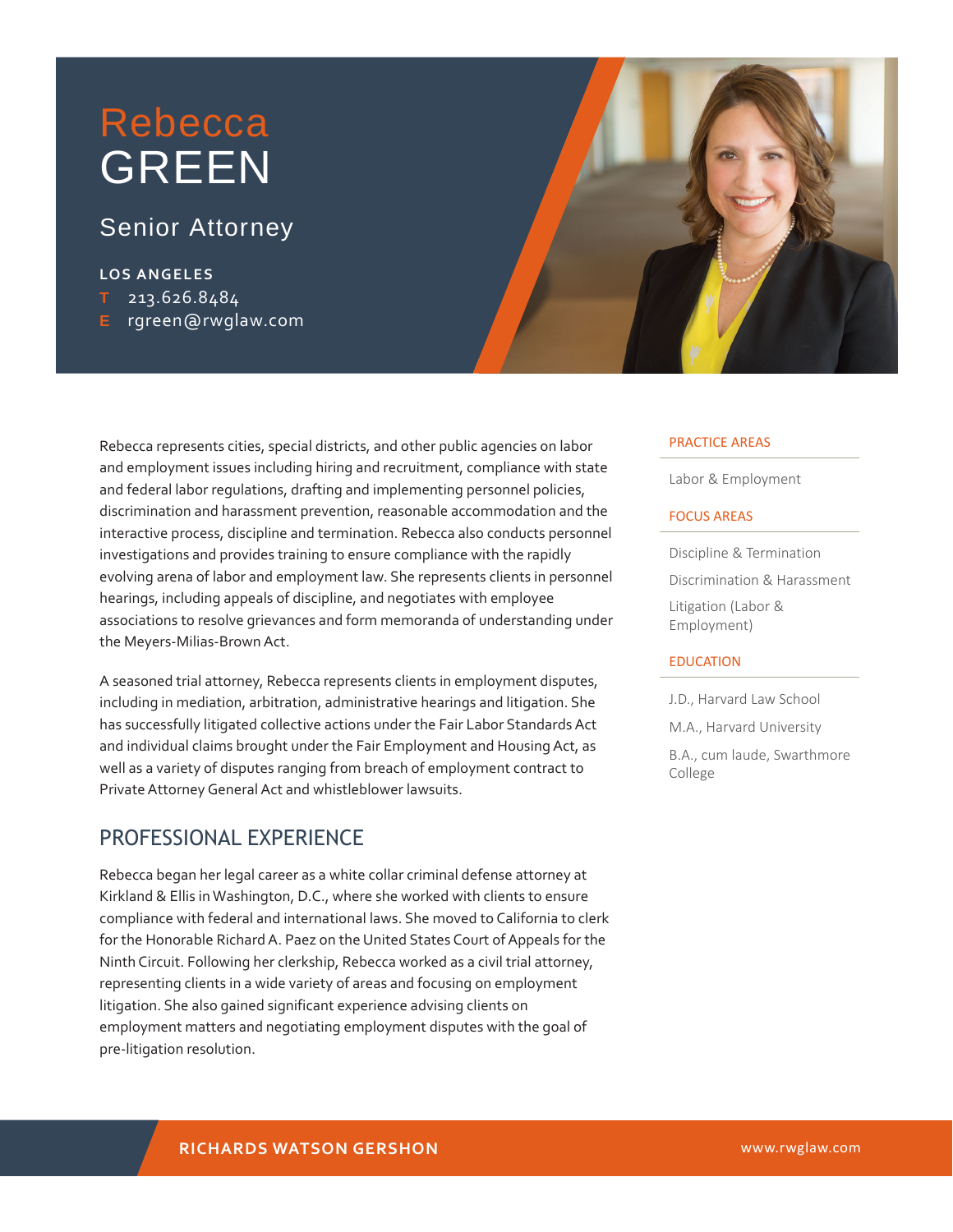# Rebecca GREEN

## Senior Attorney

**LOS ANGELES**

T 213.626.8484

E rgreen@rwglaw.com

Rebecca represents cities, special districts, and other public agencies on labor and employment issues including hiring and recruitment, compliance with state and federal labor regulations, drafting and implementing personnel policies, discrimination and harassment prevention, reasonable accommodation and the interactive process, discipline and termination. Rebecca also conducts personnel investigations and provides training to ensure compliance with the rapidly evolving arena of labor and employment law. She represents clients in personnel hearings, including appeals of discipline, and negotiates with employee associations to resolve grievances and form memoranda of understanding under the Meyers-Milias-Brown Act.

A seasoned trial attorney, Rebecca represents clients in employment disputes, including in mediation, arbitration, administrative hearings and litigation. She has successfully litigated collective actions under the Fair Labor Standards Act and individual claims brought under the Fair Employment and Housing Act, as well as a variety of disputes ranging from breach of employment contract to Private Attorney General Act and whistleblower lawsuits.

## PROFESSIONAL EXPERIENCE

Rebecca began her legal career as a white collar criminal defense attorney at Kirkland & Ellis in Washington, D.C., where she worked with clients to ensure compliance with federal and international laws. She moved to California to clerk for the Honorable Richard A. Paez on the United States Court of Appeals for the Ninth Circuit. Following her clerkship, Rebecca worked as a civil trial attorney, representing clients in a wide variety of areas and focusing on employment litigation. She also gained significant experience advising clients on employment matters and negotiating employment disputes with the goal of pre-litigation resolution.

### PRACTICE AREAS

Labor & Employment

### FOCUS AREAS

Discipline & Termination

Discrimination & Harassment

Litigation (Labor & Employment)

### EDUCATION

J.D., Harvard Law School

M.A., Harvard University

B.A., cum laude, Swarthmore College

**RICHARDS WATSON GERSHON** www.rwglaw.com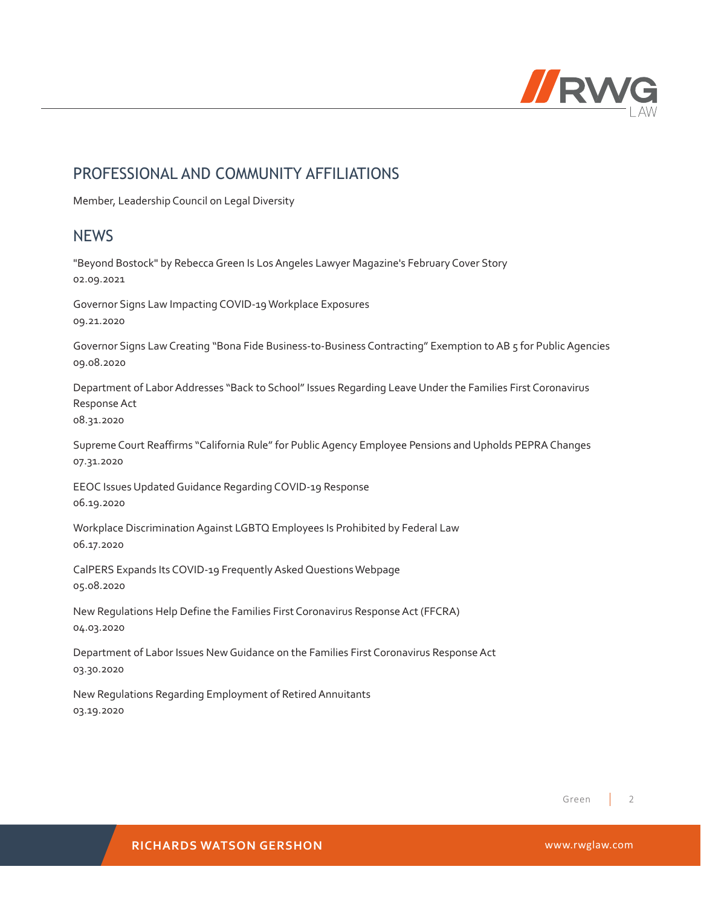## PROFESSIONAL AND COMMUNITY AFFILIATIONS

Member, Leadership Council on Legal Diversity

## NEWS

"Beyond Bostock" by Rebecca Green Is Los Angeles Lawyer Magazine's February Cover Story
02.09.2021

Governor Signs Law Impacting COVID-19 Workplace Exposures
09.21.2020

Governor Signs Law Creating "Bona Fide Business-to-Business Contracting" Exemption to AB 5 for Public Agencies
09.08.2020

Department of Labor Addresses "Back to School" Issues Regarding Leave Under the Families First Coronavirus Response Act
08.31.2020

Supreme Court Reaffirms "California Rule" for Public Agency Employee Pensions and Upholds PEPRA Changes
07.31.2020

EEOC Issues Updated Guidance Regarding COVID-19 Response
06.19.2020

Workplace Discrimination Against LGBTQ Employees Is Prohibited by Federal Law
06.17.2020

CalPERS Expands Its COVID-19 Frequently Asked Questions Webpage
05.08.2020

New Regulations Help Define the Families First Coronavirus Response Act (FFCRA)
04.03.2020

Department of Labor Issues New Guidance on the Families First Coronavirus Response Act
03.30.2020

New Regulations Regarding Employment of Retired Annuitants
03.19.2020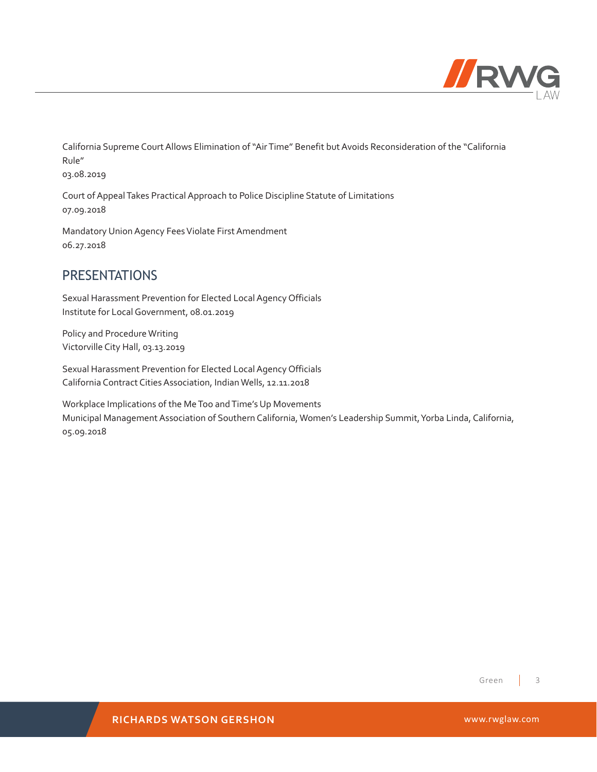California Supreme Court Allows Elimination of "Air Time" Benefit but Avoids Reconsideration of the "California Rule"
03.08.2019

Court of Appeal Takes Practical Approach to Police Discipline Statute of Limitations
07.09.2018

Mandatory Union Agency Fees Violate First Amendment
06.27.2018

## PRESENTATIONS

Sexual Harassment Prevention for Elected Local Agency Officials
Institute for Local Government, 08.01.2019

Policy and Procedure Writing
Victorville City Hall, 03.13.2019

Sexual Harassment Prevention for Elected Local Agency Officials
California Contract Cities Association, Indian Wells, 12.11.2018

Workplace Implications of the Me Too and Time's Up Movements
Municipal Management Association of Southern California, Women's Leadership Summit, Yorba Linda, California, 05.09.2018